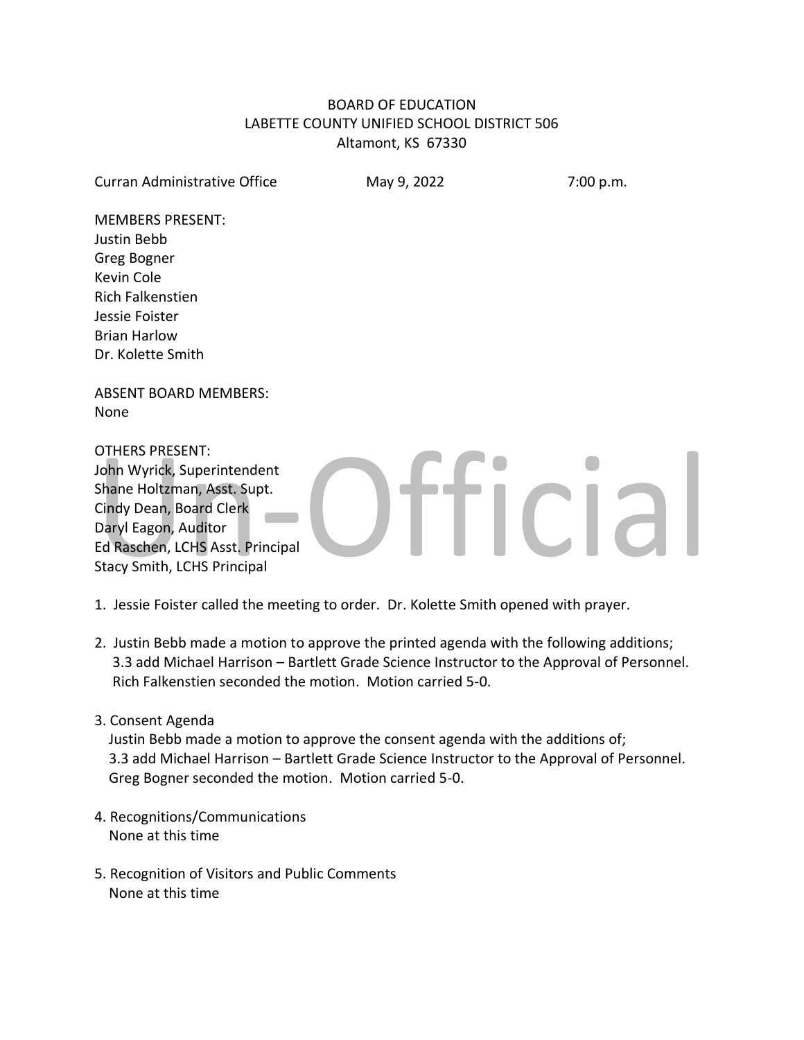BOARD OF EDUCATION
LABETTE COUNTY UNIFIED SCHOOL DISTRICT 506
Altamont, KS 67330

Curran Administrative Office May 9, 2022 7:00 p.m.

MEMBERS PRESENT:
Justin Bebb
Greg Bogner
Kevin Cole
Rich Falkenstien
Jessie Foister
Brian Harlow
Dr. Kolette Smith

ABSENT BOARD MEMBERS:
None

OTHERS PRESENT:
John Wyrick, Superintendent
Shane Holtzman, Asst. Supt.
Cindy Dean, Board Clerk
Daryl Eagon, Auditor
Ed Raschen, LCHS Asst. Principal
Stacy Smith, LCHS Principal

1. Jessie Foister called the meeting to order. Dr. Kolette Smith opened with prayer.

2. Justin Bebb made a motion to approve the printed agenda with the following additions; 3.3 add Michael Harrison – Bartlett Grade Science Instructor to the Approval of Personnel. Rich Falkenstien seconded the motion. Motion carried 5-0.

3. Consent Agenda
   Justin Bebb made a motion to approve the consent agenda with the additions of; 3.3 add Michael Harrison – Bartlett Grade Science Instructor to the Approval of Personnel. Greg Bogner seconded the motion. Motion carried 5-0.

4. Recognitions/Communications
   None at this time

5. Recognition of Visitors and Public Comments
   None at this time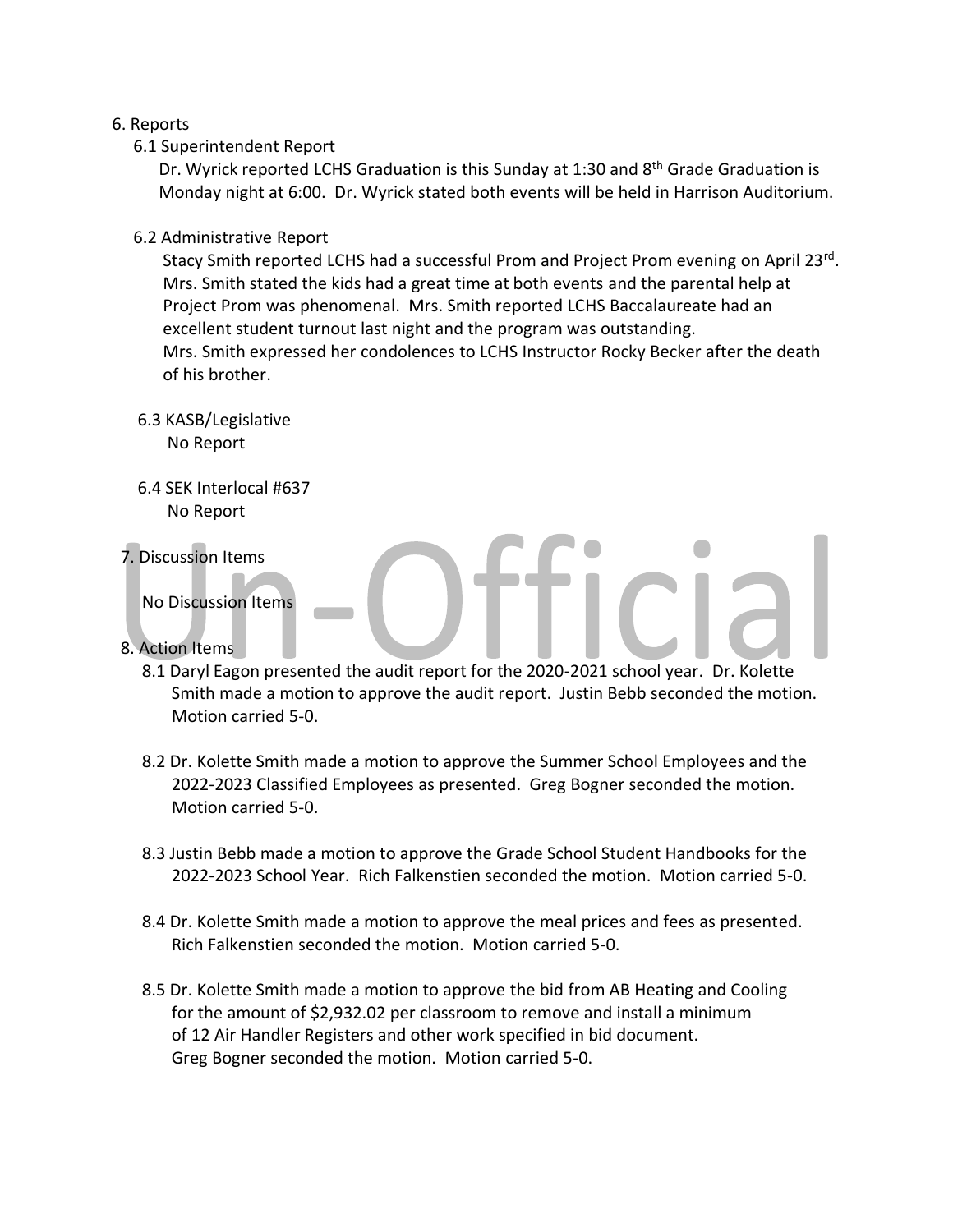6. Reports

6.1 Superintendent Report

Dr. Wyrick reported LCHS Graduation is this Sunday at 1:30 and 8th Grade Graduation is Monday night at 6:00. Dr. Wyrick stated both events will be held in Harrison Auditorium.

6.2 Administrative Report

Stacy Smith reported LCHS had a successful Prom and Project Prom evening on April 23rd. Mrs. Smith stated the kids had a great time at both events and the parental help at Project Prom was phenomenal. Mrs. Smith reported LCHS Baccalaureate had an excellent student turnout last night and the program was outstanding.
Mrs. Smith expressed her condolences to LCHS Instructor Rocky Becker after the death of his brother.

6.3 KASB/Legislative

No Report

6.4 SEK Interlocal #637

No Report

7. Discussion Items

No Discussion Items

8. Action Items

8.1 Daryl Eagon presented the audit report for the 2020-2021 school year. Dr. Kolette Smith made a motion to approve the audit report. Justin Bebb seconded the motion. Motion carried 5-0.

8.2 Dr. Kolette Smith made a motion to approve the Summer School Employees and the 2022-2023 Classified Employees as presented. Greg Bogner seconded the motion. Motion carried 5-0.

8.3 Justin Bebb made a motion to approve the Grade School Student Handbooks for the 2022-2023 School Year. Rich Falkenstien seconded the motion. Motion carried 5-0.

8.4 Dr. Kolette Smith made a motion to approve the meal prices and fees as presented. Rich Falkenstien seconded the motion. Motion carried 5-0.

8.5 Dr. Kolette Smith made a motion to approve the bid from AB Heating and Cooling for the amount of $2,932.02 per classroom to remove and install a minimum of 12 Air Handler Registers and other work specified in bid document. Greg Bogner seconded the motion. Motion carried 5-0.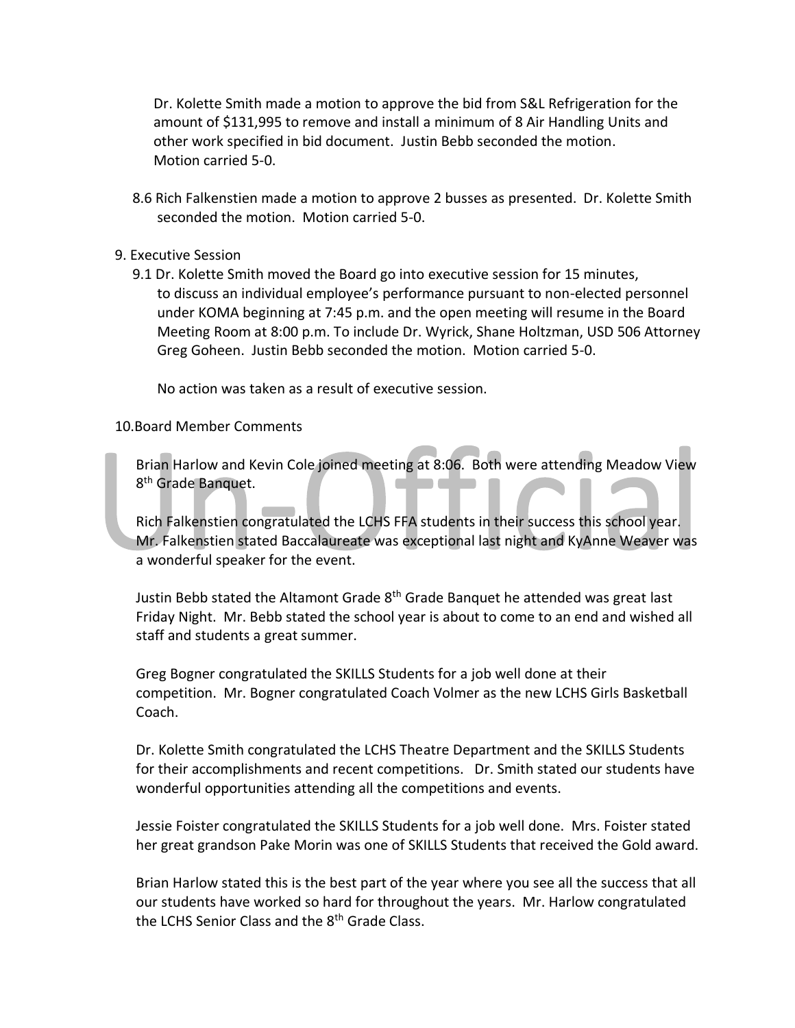Dr. Kolette Smith made a motion to approve the bid from S&L Refrigeration for the amount of $131,995 to remove and install a minimum of 8 Air Handling Units and other work specified in bid document. Justin Bebb seconded the motion. Motion carried 5-0.

8.6 Rich Falkenstien made a motion to approve 2 busses as presented. Dr. Kolette Smith seconded the motion. Motion carried 5-0.

9. Executive Session

9.1 Dr. Kolette Smith moved the Board go into executive session for 15 minutes, to discuss an individual employee's performance pursuant to non-elected personnel under KOMA beginning at 7:45 p.m. and the open meeting will resume in the Board Meeting Room at 8:00 p.m. To include Dr. Wyrick, Shane Holtzman, USD 506 Attorney Greg Goheen. Justin Bebb seconded the motion. Motion carried 5-0.

No action was taken as a result of executive session.

10. Board Member Comments

Brian Harlow and Kevin Cole joined meeting at 8:06. Both were attending Meadow View 8th Grade Banquet.

Rich Falkenstien congratulated the LCHS FFA students in their success this school year. Mr. Falkenstien stated Baccalaureate was exceptional last night and KyAnne Weaver was a wonderful speaker for the event.

Justin Bebb stated the Altamont Grade 8th Grade Banquet he attended was great last Friday Night. Mr. Bebb stated the school year is about to come to an end and wished all staff and students a great summer.

Greg Bogner congratulated the SKILLS Students for a job well done at their competition. Mr. Bogner congratulated Coach Volmer as the new LCHS Girls Basketball Coach.

Dr. Kolette Smith congratulated the LCHS Theatre Department and the SKILLS Students for their accomplishments and recent competitions. Dr. Smith stated our students have wonderful opportunities attending all the competitions and events.

Jessie Foister congratulated the SKILLS Students for a job well done. Mrs. Foister stated her great grandson Pake Morin was one of SKILLS Students that received the Gold award.

Brian Harlow stated this is the best part of the year where you see all the success that all our students have worked so hard for throughout the years. Mr. Harlow congratulated the LCHS Senior Class and the 8th Grade Class.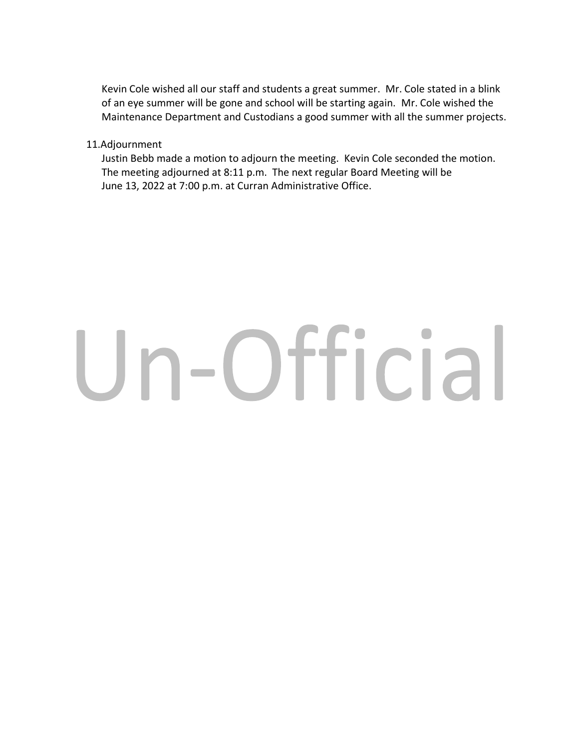Kevin Cole wished all our staff and students a great summer. Mr. Cole stated in a blink of an eye summer will be gone and school will be starting again. Mr. Cole wished the Maintenance Department and Custodians a good summer with all the summer projects.

11. Adjournment

Justin Bebb made a motion to adjourn the meeting. Kevin Cole seconded the motion. The meeting adjourned at 8:11 p.m. The next regular Board Meeting will be June 13, 2022 at 7:00 p.m. at Curran Administrative Office.

Un-Official